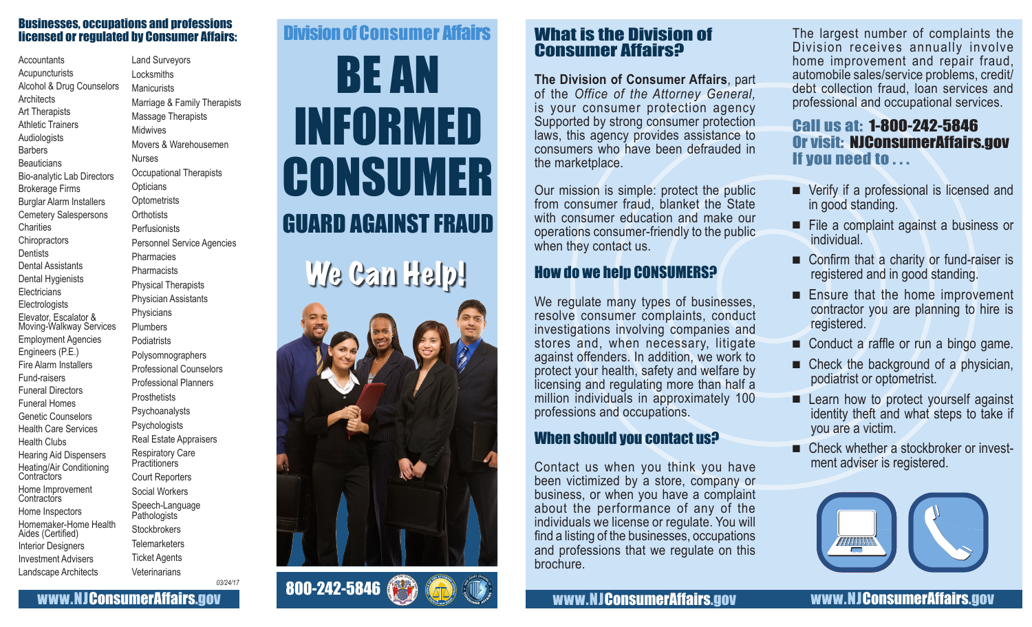## Businesses, occupations and professions licensed or regulated by Consumer Affairs:

- Accountants
- Acupuncturists
- Alcohol & Drug Counselors
- Architects
- Art Therapists
- Athletic Trainers
- Audiologists
- Barbers
- Beauticians
- Bio-analytic Lab Directors
- Brokerage Firms
- Burglar Alarm Installers
- Cemetery Salespersons
- Charities
- Chiropractors
- Dentists
- Dental Assistants
- Dental Hygienists
- Electricians
- Electrologists
- Elevator, Escalator & Moving-Walkway Services
- Employment Agencies
- Engineers (P.E.)
- Fire Alarm Installers
- Fund-raisers
- Funeral Directors
- Funeral Homes
- Genetic Counselors
- Health Care Services
- Health Clubs
- Hearing Aid Dispensers
- Heating/Air Conditioning Contractors
- Home Improvement Contractors
- Home Inspectors
- Homemaker-Home Health Aides (Certified)
- Interior Designers
- Investment Advisers
- Landscape Architects
- Land Surveyors
- Locksmiths
- Manicurists
- Marriage & Family Therapists
- Massage Therapists
- Midwives
- Movers & Warehousemen
- Nurses
- Occupational Therapists
- Opticians
- Optometrists
- Orthotists
- Perfusionists
- Personnel Service Agencies
- Pharmacies
- Pharmacists
- Physical Therapists
- Physician Assistants
- Physicians
- Plumbers
- Podiatrists
- Polysomnographers
- Professional Counselors
- Professional Planners
- Prosthetists
- Psychoanalysts
- Psychologists
- Real Estate Appraisers
- Respiratory Care Practitioners
- Court Reporters
- Social Workers
- Speech-Language Pathologists
- Stockbrokers
- Telemarketers
- Ticket Agents
- Veterinarians

03/24/17

www.NJConsumerAffairs.gov

# Division of Consumer Affairs

# BE AN INFORMED CONSUMER

## GUARD AGAINST FRAUD

## We Can Help!

800-242-5846

## What is the Division of Consumer Affairs?

**The Division of Consumer Affairs**, part of the *Office of the Attorney General,* is your consumer protection agency Supported by strong consumer protection laws, this agency provides assistance to consumers who have been defrauded in the marketplace.

Our mission is simple: protect the public from consumer fraud, blanket the State with consumer education and make our operations consumer-friendly to the public when they contact us.

## How do we help CONSUMERS?

We regulate many types of businesses, resolve consumer complaints, conduct investigations involving companies and stores and, when necessary, litigate against offenders. In addition, we work to protect your health, safety and welfare by licensing and regulating more than half a million individuals in approximately 100 professions and occupations.

## When should you contact us?

Contact us when you think you have been victimized by a store, company or business, or when you have a complaint about the performance of any of the individuals we license or regulate. You will find a listing of the businesses, occupations and professions that we regulate on this brochure.

www.NJConsumerAffairs.gov

The largest number of complaints the Division receives annually involve home improvement and repair fraud, automobile sales/service problems, credit/debt collection fraud, loan services and professional and occupational services.

## Call us at: 1-800-242-5846
## Or visit: NJConsumerAffairs.gov
## If you need to . . .

- Verify if a professional is licensed and in good standing.
- File a complaint against a business or individual.
- Confirm that a charity or fund-raiser is registered and in good standing.
- Ensure that the home improvement contractor you are planning to hire is registered.
- Conduct a raffle or run a bingo game.
- Check the background of a physician, podiatrist or optometrist.
- Learn how to protect yourself against identity theft and what steps to take if you are a victim.
- Check whether a stockbroker or investment adviser is registered.

www.NJConsumerAffairs.gov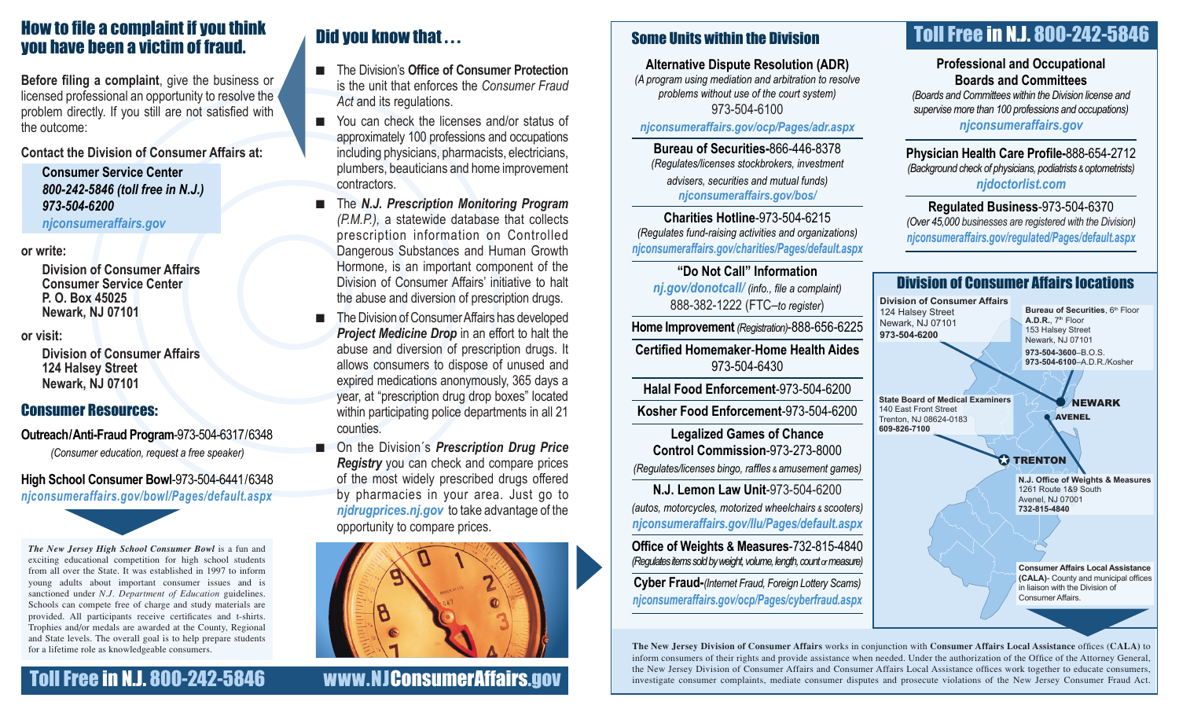## How to file a complaint if you think you have been a victim of fraud.

**Before filing a complaint**, give the business or licensed professional an opportunity to resolve the problem directly. If you still are not satisfied with the outcome:

**Contact the Division of Consumer Affairs at:**

**Consumer Service Center**
***800-242-5846 (toll free in N.J.)***
***973-504-6200***
***njconsumeraffairs.gov***

**or write:**

**Division of Consumer Affairs**
**Consumer Service Center**
**P. O. Box 45025**
**Newark, NJ 07101**

**or visit:**

**Division of Consumer Affairs**
**124 Halsey Street**
**Newark, NJ 07101**

## Consumer Resources:

**Outreach/Anti-Fraud Program**-973-504-6317/6348
*(Consumer education, request a free speaker)*

**High School Consumer Bowl**-973-504-6441/6348
*njconsumeraffairs.gov/bowl/Pages/default.aspx*

***The New Jersey High School Consumer Bowl*** is a fun and exciting educational competition for high school students from all over the State. It was established in 1997 to inform young adults about important consumer issues and is sanctioned under *N.J. Department of Education* guidelines. Schools can compete free of charge and study materials are provided. All participants receive certificates and t-shirts. Trophies and/or medals are awarded at the County, Regional and State levels. The overall goal is to help prepare students for a lifetime role as knowledgeable consumers.

**Toll Free in N.J. 800-242-5846**

## Did you know that . . .

- The Division's **Office of Consumer Protection** is the unit that enforces the *Consumer Fraud Act* and its regulations.
- You can check the licenses and/or status of approximately 100 professions and occupations including physicians, pharmacists, electricians, plumbers, beauticians and home improvement contractors.
- The ***N.J. Prescription Monitoring Program*** *(P.M.P.),* a statewide database that collects prescription information on Controlled Dangerous Substances and Human Growth Hormone, is an important component of the Division of Consumer Affairs' initiative to halt the abuse and diversion of prescription drugs.
- The Division of Consumer Affairs has developed ***Project Medicine Drop*** in an effort to halt the abuse and diversion of prescription drugs. It allows consumers to dispose of unused and expired medications anonymously, 365 days a year, at "prescription drug drop boxes" located within participating police departments in all 21 counties.
- On the Division´s ***Prescription Drug Price Registry*** you can check and compare prices of the most widely prescribed drugs offered by pharmacies in your area. Just go to ***njdrugprices.nj.gov*** to take advantage of the opportunity to compare prices.

**www.NJConsumerAffairs.gov**

## Some Units within the Division

**Alternative Dispute Resolution (ADR)**
*(A program using mediation and arbitration to resolve problems without use of the court system)*
973-504-6100
*njconsumeraffairs.gov/ocp/Pages/adr.aspx*

**Bureau of Securities**-866-446-8378
*(Regulates/licenses stockbrokers, investment advisers, securities and mutual funds)*
*njconsumeraffairs.gov/bos/*

**Charities Hotline**-973-504-6215
*(Regulates fund-raising activities and organizations)*
*njconsumeraffairs.gov/charities/Pages/default.aspx*

**"Do Not Call" Information**
*nj.gov/donotcall/ (info., file a complaint)*
888-382-1222 (FTC–*to register*)

**Home Improvement** *(Registration)*-888-656-6225

**Certified Homemaker-Home Health Aides**
973-504-6430

**Halal Food Enforcement**-973-504-6200

**Kosher Food Enforcement**-973-504-6200

**Legalized Games of Chance Control Commission**-973-273-8000
*(Regulates/licenses bingo, raffles & amusement games)*

**N.J. Lemon Law Unit**-973-504-6200
*(autos, motorcycles, motorized wheelchairs & scooters)*
*njconsumeraffairs.gov/llu/Pages/default.aspx*

**Office of Weights & Measures**-732-815-4840
*(Regulates items sold by weight, volume, length, count or measure)*

**Cyber Fraud-***(Internet Fraud, Foreign Lottery Scams)*
*njconsumeraffairs.gov/ocp/Pages/cyberfraud.aspx*

## Toll Free in N.J. 800-242-5846

**Professional and Occupational Boards and Committees**
*(Boards and Committees within the Division license and supervise more than 100 professions and occupations)*
*njconsumeraffairs.gov*

**Physician Health Care Profile-**888-654-2712
*(Background check of physicians, podiatrists & optometrists)*
*njdoctorlist.com*

**Regulated Business**-973-504-6370
*(Over 45,000 businesses are registered with the Division)*
*njconsumeraffairs.gov/regulated/Pages/default.aspx*

## Division of Consumer Affairs locations

**Division of Consumer Affairs**
124 Halsey Street
Newark, NJ 07101
**973-504-6200**

**Bureau of Securities**, 6th Floor
**A.D.R.**, 7th Floor
153 Halsey Street
Newark, NJ 07101
**973-504-3600**–B.O.S.
**973-504-6100**–A.D.R./Kosher

**NEWARK**

**AVENEL**

**State Board of Medical Examiners**
140 East Front Street
Trenton, NJ 08624-0183
**609-826-7100**

**TRENTON**

**N.J. Office of Weights & Measures**
1261 Route 1&9 South
Avenel, NJ 07001
**732-815-4840**

**Consumer Affairs Local Assistance (CALA)**- County and municipal offices in liaison with the Division of Consumer Affairs.

**The New Jersey Division of Consumer Affairs** works in conjunction with **Consumer Affairs Local Assistance** offices (**CALA**) to inform consumers of their rights and provide assistance when needed. Under the authorization of the Office of the Attorney General, the New Jersey Division of Consumer Affairs and Consumer Affairs Local Assistance offices work together to educate consumers, investigate consumer complaints, mediate consumer disputes and prosecute violations of the New Jersey Consumer Fraud Act.